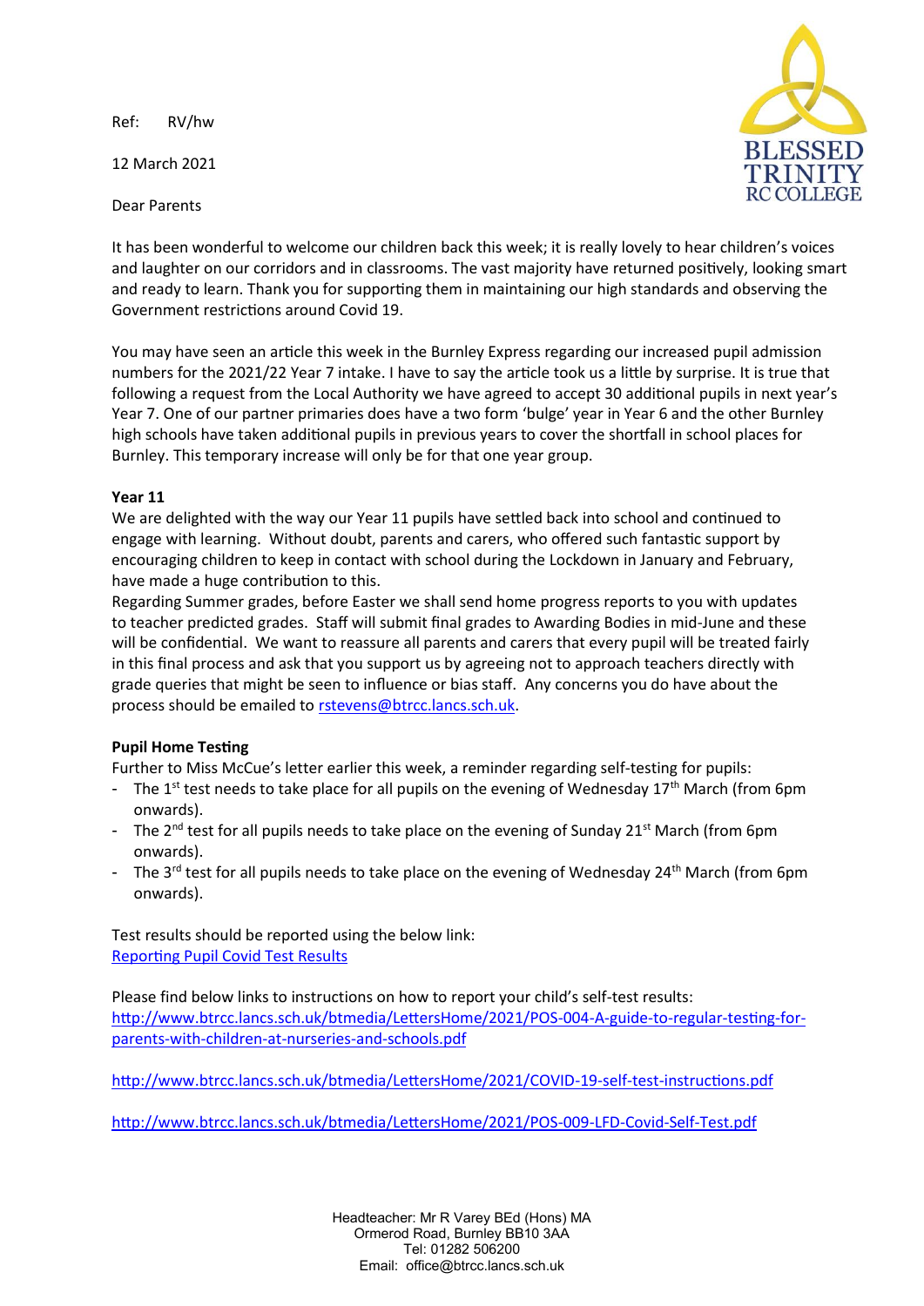Ref: RV/hw

12 March 2021

Dear Parents

It has been wonderful to welcome our children back this week; it is really lovely to hear children's voices and laughter on our corridors and in classrooms. The vast majority have returned positively, looking smart and ready to learn. Thank you for supporting them in maintaining our high standards and observing the Government restrictions around Covid 19.

You may have seen an article this week in the Burnley Express regarding our increased pupil admission numbers for the 2021/22 Year 7 intake. I have to say the article took us a little by surprise. It is true that following a request from the Local Authority we have agreed to accept 30 additional pupils in next year's Year 7. One of our partner primaries does have a two form 'bulge' year in Year 6 and the other Burnley high schools have taken additional pupils in previous years to cover the shortfall in school places for Burnley. This temporary increase will only be for that one year group.

**Year 11**

We are delighted with the way our Year 11 pupils have settled back into school and continued to engage with learning. Without doubt, parents and carers, who offered such fantastic support by encouraging children to keep in contact with school during the Lockdown in January and February, have made a huge contribution to this.

Regarding Summer grades, before Easter we shall send home progress reports to you with updates to teacher predicted grades. Staff will submit final grades to Awarding Bodies in mid-June and these will be confidential. We want to reassure all parents and carers that every pupil will be treated fairly in this final process and ask that you support us by agreeing not to approach teachers directly with grade queries that might be seen to influence or bias staff. Any concerns you do have about the process should be emailed to rstevens@btrcc.lancs.sch.uk.

**Pupil Home Testing**

Further to Miss McCue's letter earlier this week, a reminder regarding self-testing for pupils:

- The 1st test needs to take place for all pupils on the evening of Wednesday 17th March (from 6pm onwards).
- The 2nd test for all pupils needs to take place on the evening of Sunday 21st March (from 6pm onwards).
- The 3rd test for all pupils needs to take place on the evening of Wednesday 24th March (from 6pm onwards).

Test results should be reported using the below link:
Reporting Pupil Covid Test Results

Please find below links to instructions on how to report your child's self-test results:
http://www.btrcc.lancs.sch.uk/btmedia/LettersHome/2021/POS-004-A-guide-to-regular-testing-for-parents-with-children-at-nurseries-and-schools.pdf

http://www.btrcc.lancs.sch.uk/btmedia/LettersHome/2021/COVID-19-self-test-instructions.pdf

http://www.btrcc.lancs.sch.uk/btmedia/LettersHome/2021/POS-009-LFD-Covid-Self-Test.pdf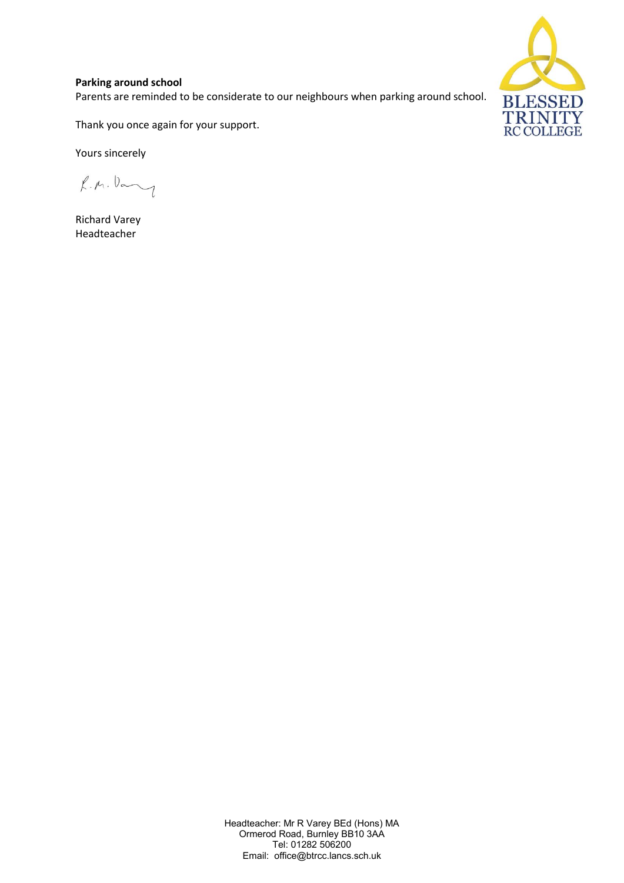**Parking around school**

Parents are reminded to be considerate to our neighbours when parking around school.

Thank you once again for your support.

Yours sincerely

Richard Varey
Headteacher

Headteacher: Mr R Varey BEd (Hons) MA
Ormerod Road, Burnley BB10 3AA
Tel: 01282 506200
Email: office@btrcc.lancs.sch.uk